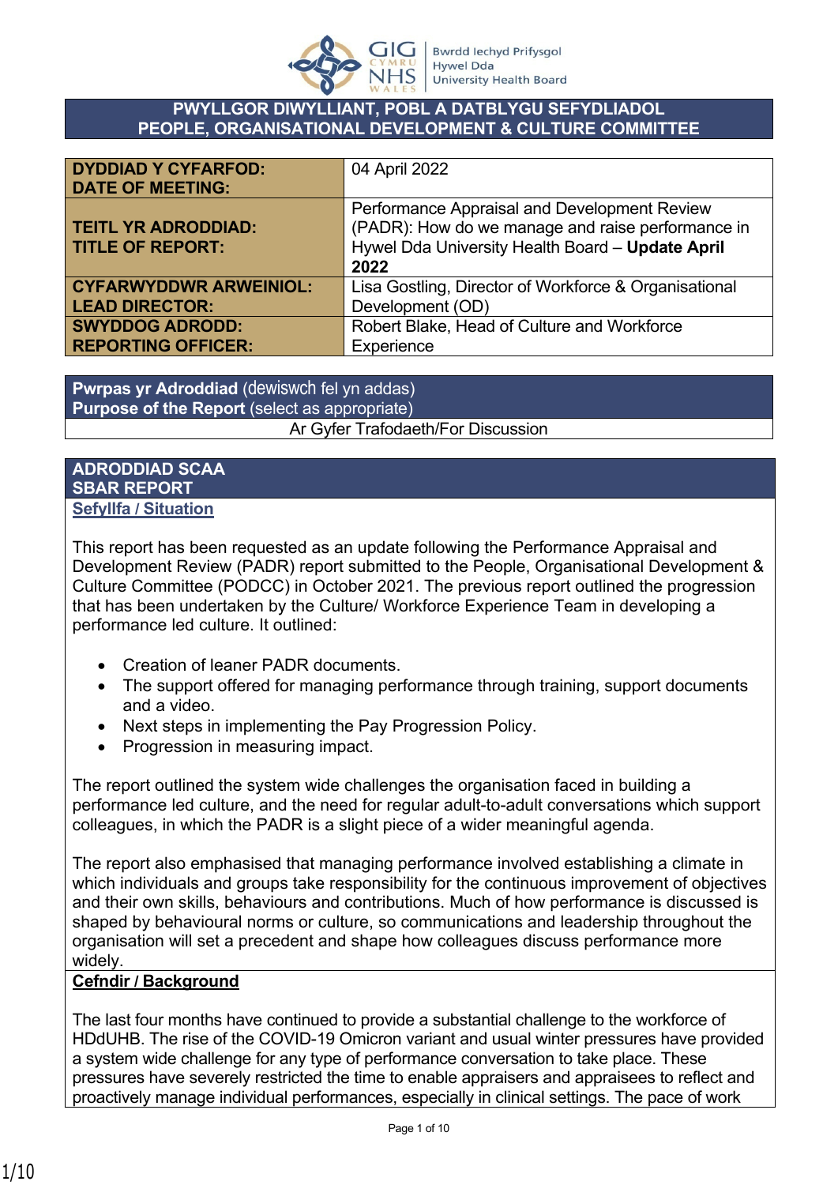# PWYLLGOR DIWYLLIANT, POBL A DATBLYGU SEFYDLIADOL
# PEOPLE, ORGANISATIONAL DEVELOPMENT & CULTURE COMMITTEE

| | |
|---|---|
| **DYDDIAD Y CYFARFOD: DATE OF MEETING:** | 04 April 2022 |
| **TEITL YR ADRODDIAD: TITLE OF REPORT:** | Performance Appraisal and Development Review (PADR): How do we manage and raise performance in Hywel Dda University Health Board – **Update April 2022** |
| **CYFARWYDDWR ARWEINIOL: LEAD DIRECTOR:** | Lisa Gostling, Director of Workforce & Organisational Development (OD) |
| **SWYDDOG ADRODD: REPORTING OFFICER:** | Robert Blake, Head of Culture and Workforce Experience |

| **Pwrpas yr Adroddiad** (dewiswch fel yn addas) **Purpose of the Report** (select as appropriate) |
|---|
| Ar Gyfer Trafodaeth/For Discussion |

## ADRODDIAD SCAA SBAR REPORT

### Sefyllfa / Situation

This report has been requested as an update following the Performance Appraisal and Development Review (PADR) report submitted to the People, Organisational Development & Culture Committee (PODCC) in October 2021. The previous report outlined the progression that has been undertaken by the Culture/ Workforce Experience Team in developing a performance led culture. It outlined:

- Creation of leaner PADR documents.
- The support offered for managing performance through training, support documents and a video.
- Next steps in implementing the Pay Progression Policy.
- Progression in measuring impact.

The report outlined the system wide challenges the organisation faced in building a performance led culture, and the need for regular adult-to-adult conversations which support colleagues, in which the PADR is a slight piece of a wider meaningful agenda.

The report also emphasised that managing performance involved establishing a climate in which individuals and groups take responsibility for the continuous improvement of objectives and their own skills, behaviours and contributions. Much of how performance is discussed is shaped by behavioural norms or culture, so communications and leadership throughout the organisation will set a precedent and shape how colleagues discuss performance more widely.

### Cefndir / Background

The last four months have continued to provide a substantial challenge to the workforce of HDdUHB. The rise of the COVID-19 Omicron variant and usual winter pressures have provided a system wide challenge for any type of performance conversation to take place. These pressures have severely restricted the time to enable appraisers and appraisees to reflect and proactively manage individual performances, especially in clinical settings. The pace of work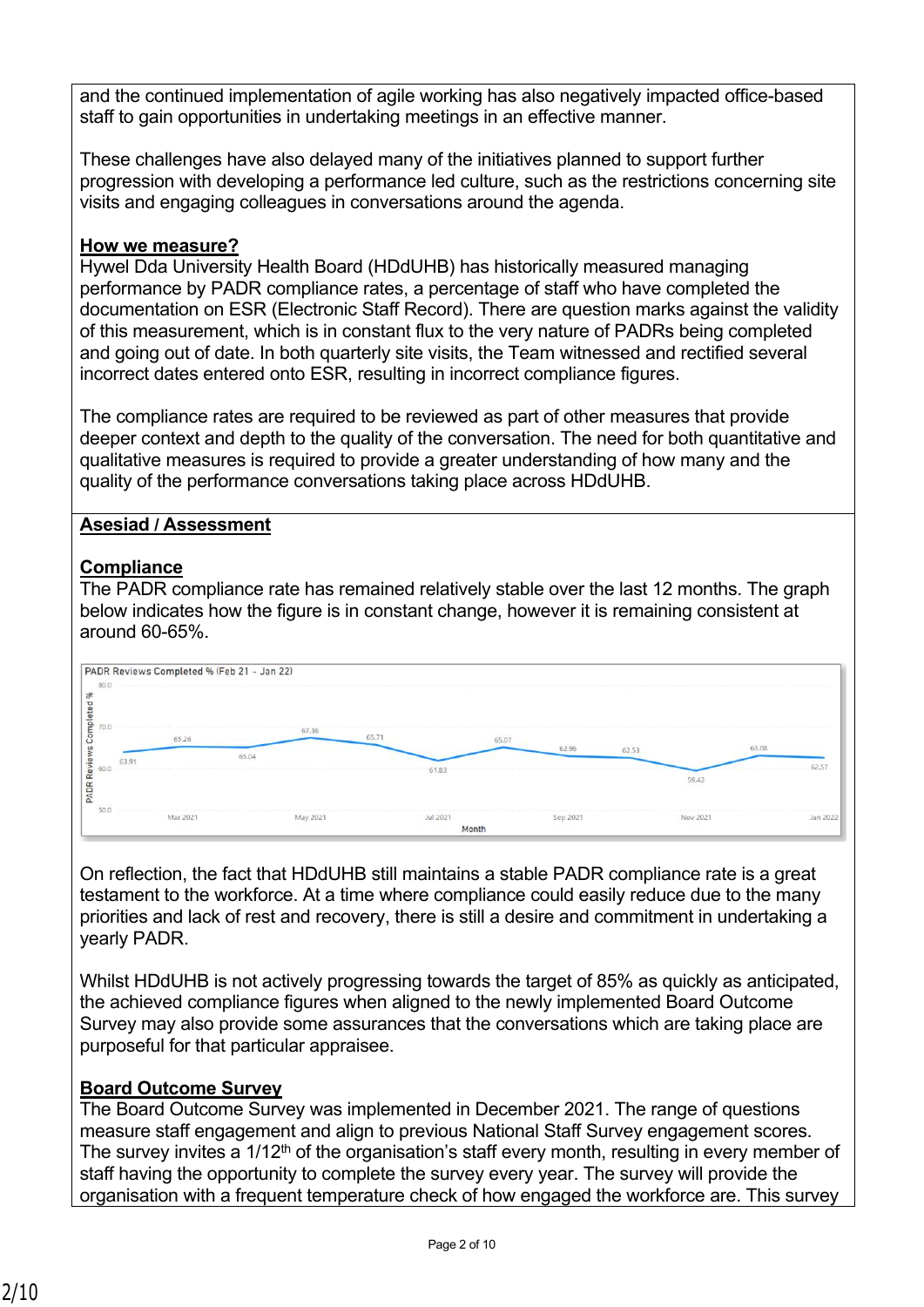and the continued implementation of agile working has also negatively impacted office-based staff to gain opportunities in undertaking meetings in an effective manner.

These challenges have also delayed many of the initiatives planned to support further progression with developing a performance led culture, such as the restrictions concerning site visits and engaging colleagues in conversations around the agenda.

**How we measure?**

Hywel Dda University Health Board (HDdUHB) has historically measured managing performance by PADR compliance rates, a percentage of staff who have completed the documentation on ESR (Electronic Staff Record). There are question marks against the validity of this measurement, which is in constant flux to the very nature of PADRs being completed and going out of date. In both quarterly site visits, the Team witnessed and rectified several incorrect dates entered onto ESR, resulting in incorrect compliance figures.

The compliance rates are required to be reviewed as part of other measures that provide deeper context and depth to the quality of the conversation. The need for both quantitative and qualitative measures is required to provide a greater understanding of how many and the quality of the performance conversations taking place across HDdUHB.

## Asesiad / Assessment

**Compliance**

The PADR compliance rate has remained relatively stable over the last 12 months. The graph below indicates how the figure is in constant change, however it is remaining consistent at around 60-65%.

PADR Reviews Completed % (Feb 21 - Jan 22)

| Month | PADR Reviews Completed % |
|---|---|
| Feb 2021 | 63.91 |
| Mar 2021 | 65.26 |
| Apr 2021 | 65.04 |
| May 2021 | 67.36 |
| Jun 2021 | 65.71 |
| Jul 2021 | 61.83 |
| Aug 2021 | 65.07 |
| Sep 2021 | 62.96 |
| Oct 2021 | 62.53 |
| Nov 2021 | 59.42 |
| Dec 2021 | 63.08 |
| Jan 2022 | 62.57 |

On reflection, the fact that HDdUHB still maintains a stable PADR compliance rate is a great testament to the workforce. At a time where compliance could easily reduce due to the many priorities and lack of rest and recovery, there is still a desire and commitment in undertaking a yearly PADR.

Whilst HDdUHB is not actively progressing towards the target of 85% as quickly as anticipated, the achieved compliance figures when aligned to the newly implemented Board Outcome Survey may also provide some assurances that the conversations which are taking place are purposeful for that particular appraisee.

**Board Outcome Survey**

The Board Outcome Survey was implemented in December 2021. The range of questions measure staff engagement and align to previous National Staff Survey engagement scores. The survey invites a 1/12th of the organisation's staff every month, resulting in every member of staff having the opportunity to complete the survey every year. The survey will provide the organisation with a frequent temperature check of how engaged the workforce are. This survey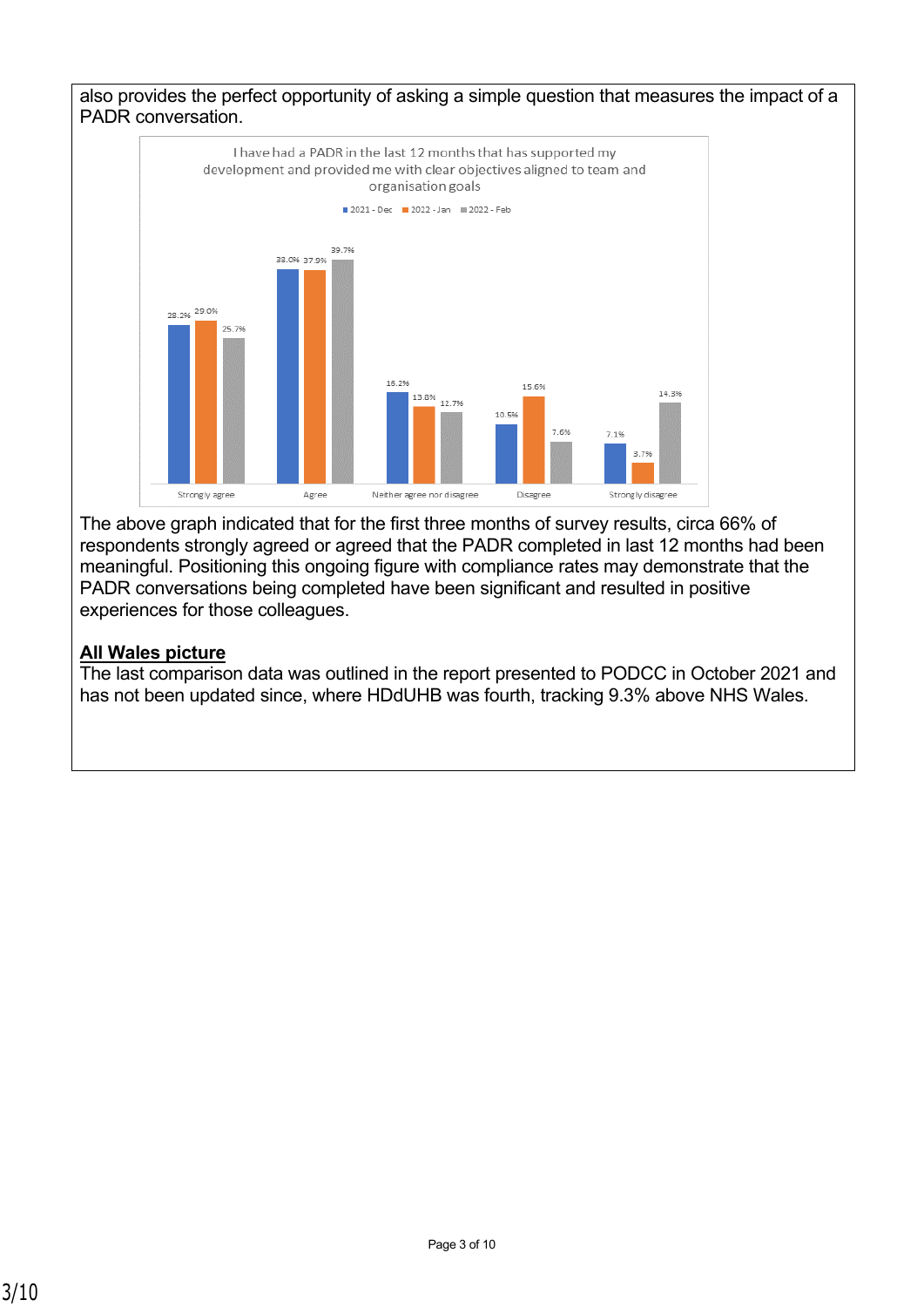also provides the perfect opportunity of asking a simple question that measures the impact of a PADR conversation.

I have had a PADR in the last 12 months that has supported my development and provided me with clear objectives aligned to team and organisation goals

| | 2021 - Dec | 2022 - Jan | 2022 - Feb |
|---|---|---|---|
| Strongly agree | 28.2% | 29.0% | 25.7% |
| Agree | 38.0% | 37.9% | 39.7% |
| Neither agree nor disagree | 15.2% | 13.8% | 12.7% |
| Disagree | 10.5% | 15.6% | 7.6% |
| Strongly disagree | 7.1% | 3.7% | 14.3% |

The above graph indicated that for the first three months of survey results, circa 66% of respondents strongly agreed or agreed that the PADR completed in last 12 months had been meaningful. Positioning this ongoing figure with compliance rates may demonstrate that the PADR conversations being completed have been significant and resulted in positive experiences for those colleagues.

**All Wales picture**

The last comparison data was outlined in the report presented to PODCC in October 2021 and has not been updated since, where HDdUHB was fourth, tracking 9.3% above NHS Wales.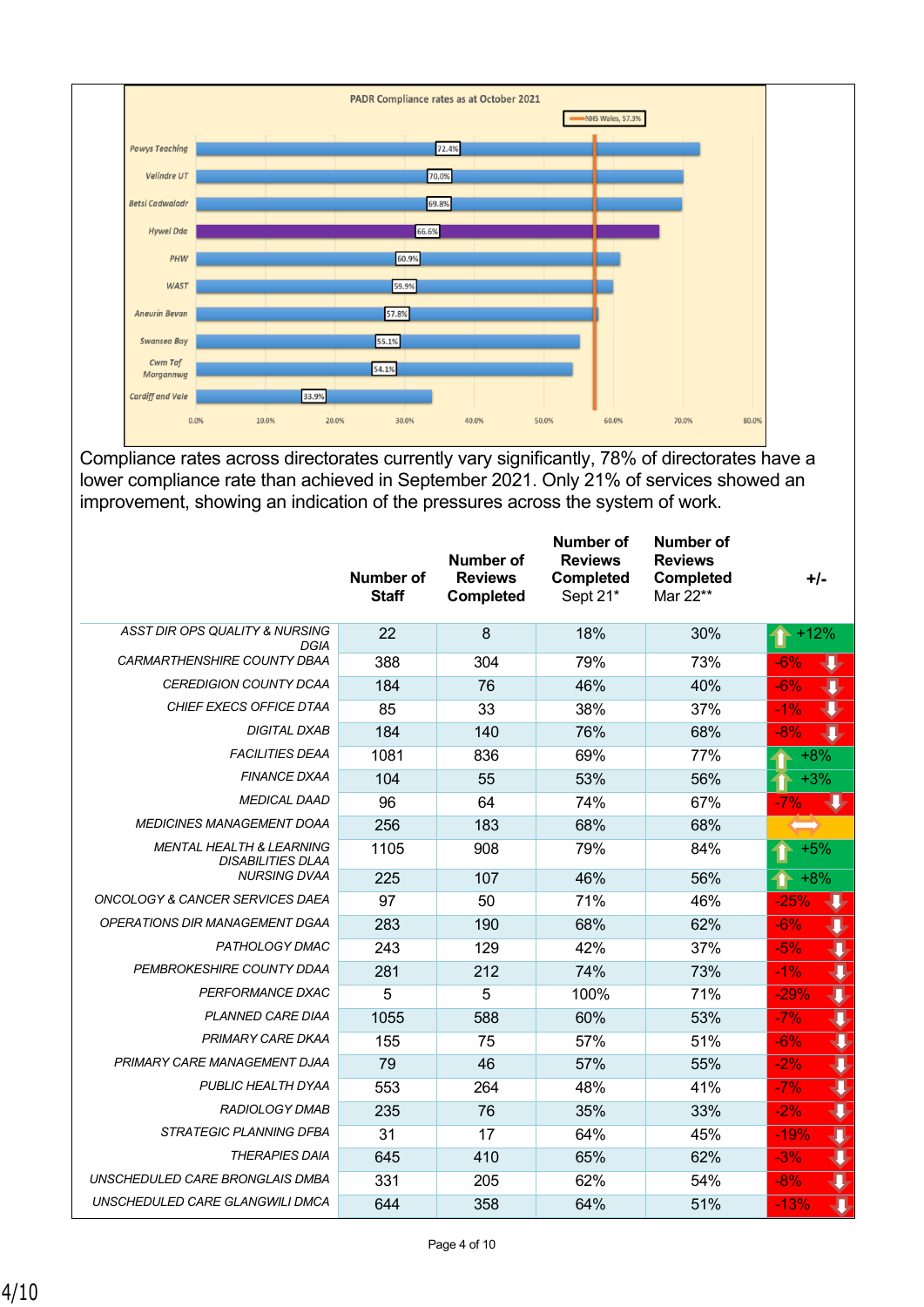**PADR Compliance rates as at October 2021**

NHS Wales, 57.3%

| Organisation | Compliance rate |
|---|---|
| Powys Teaching | 72.4% |
| Velindre UT | 70.0% |
| Betsi Cadwaladr | 69.8% |
| Hywel Dda | 66.6% |
| PHW | 60.9% |
| WAST | 59.9% |
| Aneurin Bevan | 57.8% |
| Swansea Bay | 55.1% |
| Cwm Taf Morgannwg | 54.1% |
| Cardiff and Vale | 33.9% |

Compliance rates across directorates currently vary significantly, 78% of directorates have a lower compliance rate than achieved in September 2021. Only 21% of services showed an improvement, showing an indication of the pressures across the system of work.

| | **Number of Staff** | **Number of Reviews Completed** | **Number of Reviews Completed** Sept 21* | **Number of Reviews Completed** Mar 22** | **+/-** |
|---|---|---|---|---|---|
| *ASST DIR OPS QUALITY & NURSING DGIA* | 22 | 8 | 18% | 30% | +12% |
| *CARMARTHENSHIRE COUNTY DBAA* | 388 | 304 | 79% | 73% | -6% |
| *CEREDIGION COUNTY DCAA* | 184 | 76 | 46% | 40% | -6% |
| *CHIEF EXECS OFFICE DTAA* | 85 | 33 | 38% | 37% | -1% |
| *DIGITAL DXAB* | 184 | 140 | 76% | 68% | -8% |
| *FACILITIES DEAA* | 1081 | 836 | 69% | 77% | +8% |
| *FINANCE DXAA* | 104 | 55 | 53% | 56% | +3% |
| *MEDICAL DAAD* | 96 | 64 | 74% | 67% | -7% |
| *MEDICINES MANAGEMENT DOAA* | 256 | 183 | 68% | 68% | ⟺ |
| *MENTAL HEALTH & LEARNING DISABILITIES DLAA* | 1105 | 908 | 79% | 84% | +5% |
| *NURSING DVAA* | 225 | 107 | 46% | 56% | +8% |
| *ONCOLOGY & CANCER SERVICES DAEA* | 97 | 50 | 71% | 46% | -25% |
| *OPERATIONS DIR MANAGEMENT DGAA* | 283 | 190 | 68% | 62% | -6% |
| *PATHOLOGY DMAC* | 243 | 129 | 42% | 37% | -5% |
| *PEMBROKESHIRE COUNTY DDAA* | 281 | 212 | 74% | 73% | -1% |
| *PERFORMANCE DXAC* | 5 | 5 | 100% | 71% | -29% |
| *PLANNED CARE DIAA* | 1055 | 588 | 60% | 53% | -7% |
| *PRIMARY CARE DKAA* | 155 | 75 | 57% | 51% | -6% |
| *PRIMARY CARE MANAGEMENT DJAA* | 79 | 46 | 57% | 55% | -2% |
| *PUBLIC HEALTH DYAA* | 553 | 264 | 48% | 41% | -7% |
| *RADIOLOGY DMAB* | 235 | 76 | 35% | 33% | -2% |
| *STRATEGIC PLANNING DFBA* | 31 | 17 | 64% | 45% | -19% |
| *THERAPIES DAIA* | 645 | 410 | 65% | 62% | -3% |
| *UNSCHEDULED CARE BRONGLAIS DMBA* | 331 | 205 | 62% | 54% | -8% |
| *UNSCHEDULED CARE GLANGWILI DMCA* | 644 | 358 | 64% | 51% | -13% |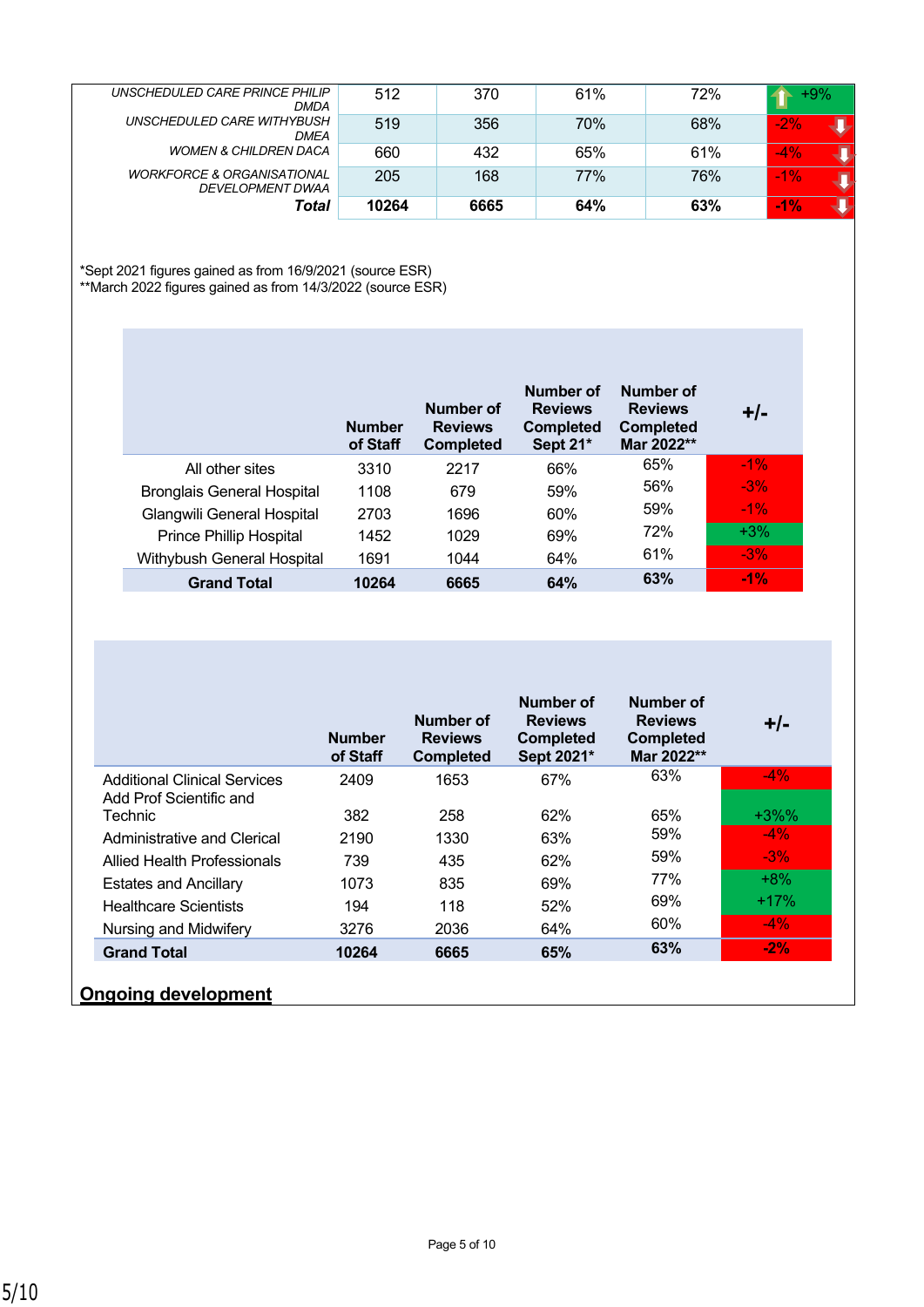| | | | | | |
|---|---|---|---|---|---|
| *UNSCHEDULED CARE PRINCE PHILIP DMDA* | 512 | 370 | 61% | 72% | +9% |
| *UNSCHEDULED CARE WITHYBUSH DMEA* | 519 | 356 | 70% | 68% | -2% |
| *WOMEN & CHILDREN DACA* | 660 | 432 | 65% | 61% | -4% |
| *WORKFORCE & ORGANISATIONAL DEVELOPMENT DWAA* | 205 | 168 | 77% | 76% | -1% |
| ***Total*** | **10264** | **6665** | **64%** | **63%** | **-1%** |

*Sept 2021 figures gained as from 16/9/2021 (source ESR)
**March 2022 figures gained as from 14/3/2022 (source ESR)

| | Number of Staff | Number of Reviews Completed | Number of Reviews Completed Sept 21* | Number of Reviews Completed Mar 2022** | +/- |
|---|---|---|---|---|---|
| All other sites | 3310 | 2217 | 66% | 65% | -1% |
| Bronglais General Hospital | 1108 | 679 | 59% | 56% | -3% |
| Glangwili General Hospital | 2703 | 1696 | 60% | 59% | -1% |
| Prince Phillip Hospital | 1452 | 1029 | 69% | 72% | +3% |
| Withybush General Hospital | 1691 | 1044 | 64% | 61% | -3% |
| **Grand Total** | **10264** | **6665** | **64%** | **63%** | **-1%** |

| | Number of Staff | Number of Reviews Completed | Number of Reviews Completed Sept 2021* | Number of Reviews Completed Mar 2022** | +/- |
|---|---|---|---|---|---|
| Additional Clinical Services | 2409 | 1653 | 67% | 63% | -4% |
| Add Prof Scientific and Technic | 382 | 258 | 62% | 65% | +3%% |
| Administrative and Clerical | 2190 | 1330 | 63% | 59% | -4% |
| Allied Health Professionals | 739 | 435 | 62% | 59% | -3% |
| Estates and Ancillary | 1073 | 835 | 69% | 77% | +8% |
| Healthcare Scientists | 194 | 118 | 52% | 69% | +17% |
| Nursing and Midwifery | 3276 | 2036 | 64% | 60% | -4% |
| **Grand Total** | **10264** | **6665** | **65%** | **63%** | **-2%** |

## Ongoing development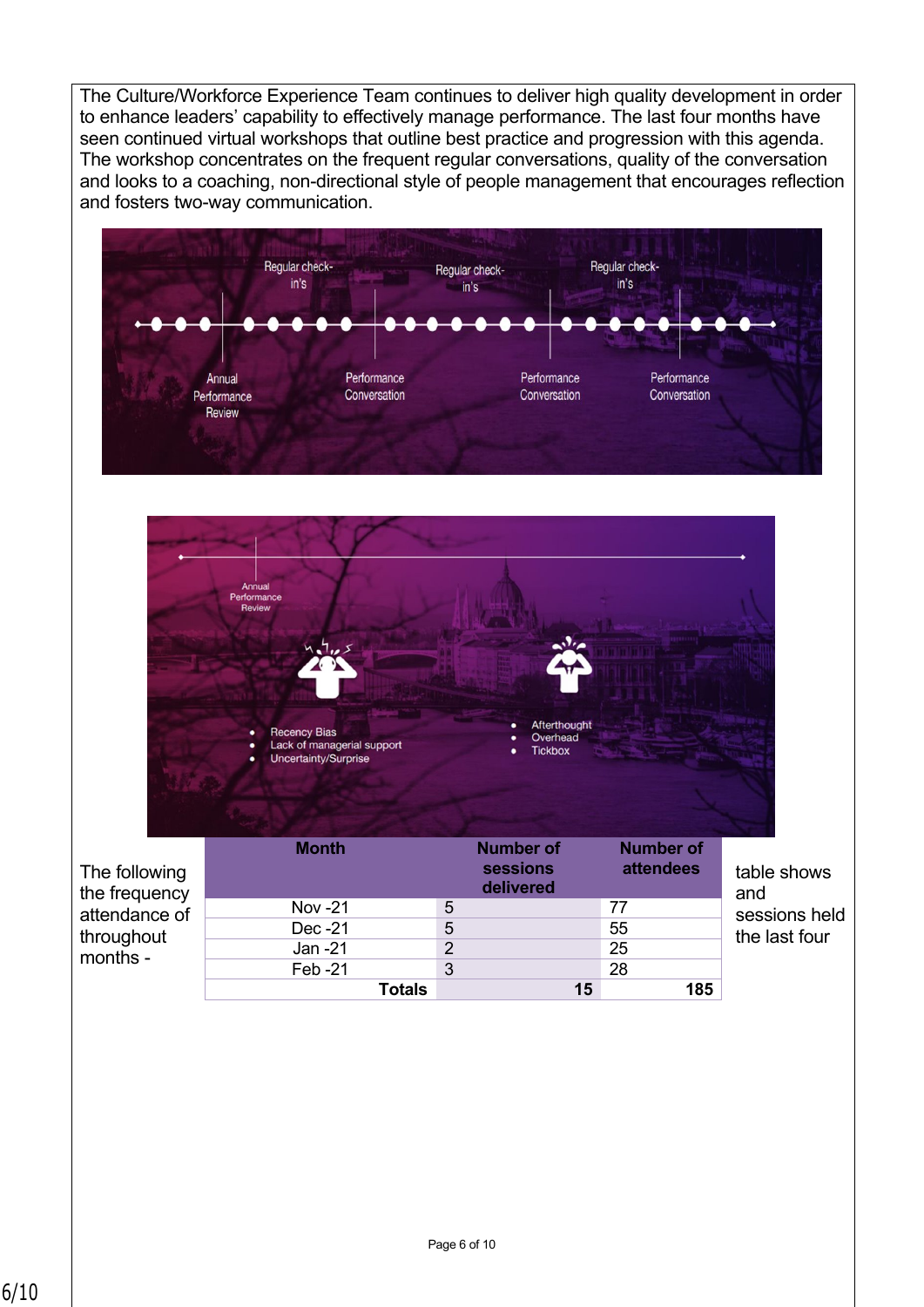The Culture/Workforce Experience Team continues to deliver high quality development in order to enhance leaders' capability to effectively manage performance. The last four months have seen continued virtual workshops that outline best practice and progression with this agenda. The workshop concentrates on the frequent regular conversations, quality of the conversation and looks to a coaching, non-directional style of people management that encourages reflection and fosters two-way communication.

Regular check-in's | Regular check-in's | Regular check-in's

Annual Performance Review | Performance Conversation | Performance Conversation | Performance Conversation

Annual Performance Review

- Recency Bias
- Lack of managerial support
- Uncertainty/Surprise

- Afterthought
- Overhead
- Tickbox

The following table shows the frequency and attendance of sessions held throughout the last four months -

| Month | Number of sessions delivered | Number of attendees |
|---|---|---|
| Nov -21 | 5 | 77 |
| Dec -21 | 5 | 55 |
| Jan -21 | 2 | 25 |
| Feb -21 | 3 | 28 |
| **Totals** | **15** | **185** |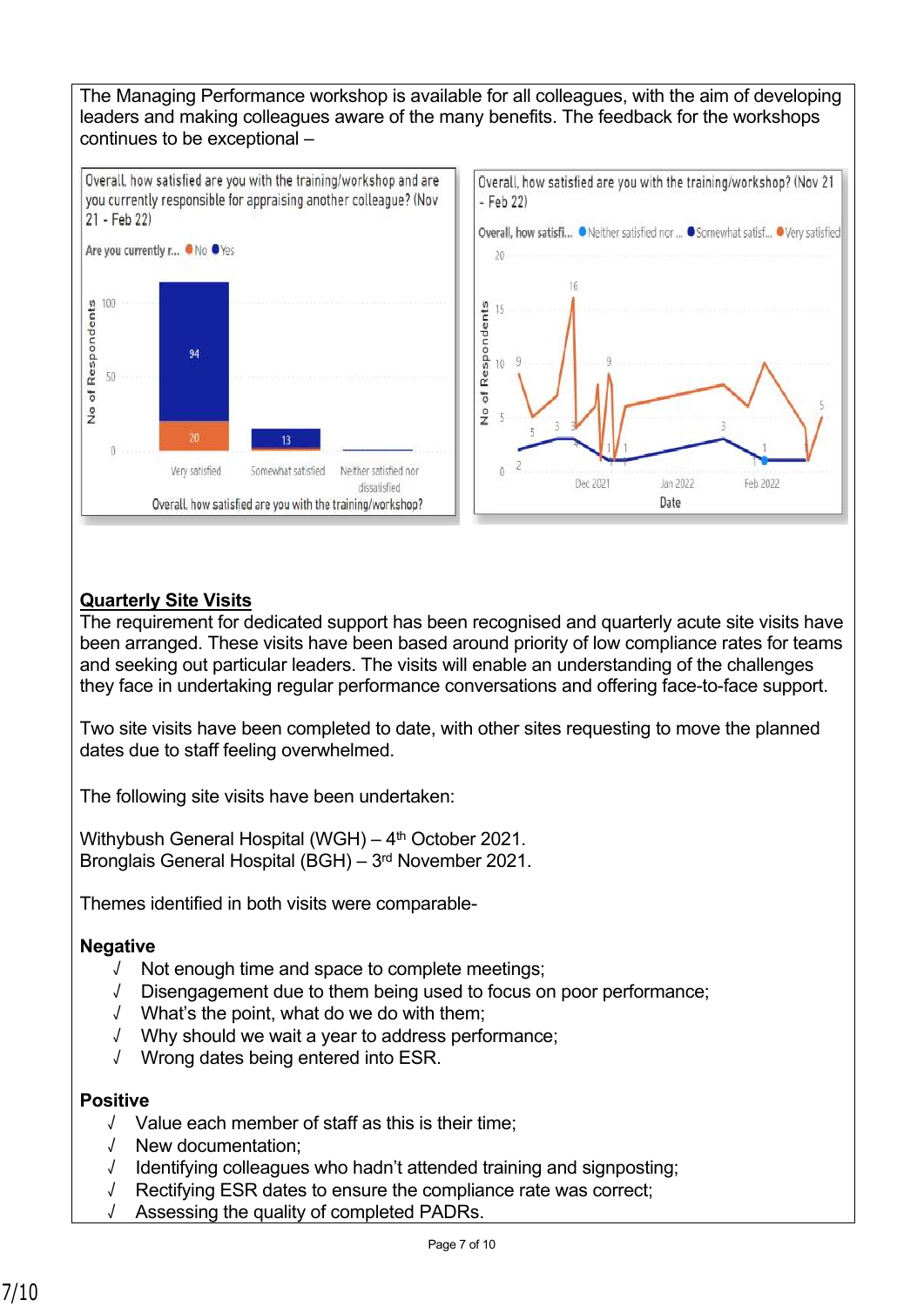The Managing Performance workshop is available for all colleagues, with the aim of developing leaders and making colleagues aware of the many benefits. The feedback for the workshops continues to be exceptional –

**Quarterly Site Visits**

The requirement for dedicated support has been recognised and quarterly acute site visits have been arranged. These visits have been based around priority of low compliance rates for teams and seeking out particular leaders. The visits will enable an understanding of the challenges they face in undertaking regular performance conversations and offering face-to-face support.

Two site visits have been completed to date, with other sites requesting to move the planned dates due to staff feeling overwhelmed.

The following site visits have been undertaken:

Withybush General Hospital (WGH) – 4th October 2021.
Bronglais General Hospital (BGH) – 3rd November 2021.

Themes identified in both visits were comparable-

**Negative**

- √ Not enough time and space to complete meetings;
- √ Disengagement due to them being used to focus on poor performance;
- √ What's the point, what do we do with them;
- √ Why should we wait a year to address performance;
- √ Wrong dates being entered into ESR.

**Positive**

- √ Value each member of staff as this is their time;
- √ New documentation;
- √ Identifying colleagues who hadn't attended training and signposting;
- √ Rectifying ESR dates to ensure the compliance rate was correct;
- √ Assessing the quality of completed PADRs.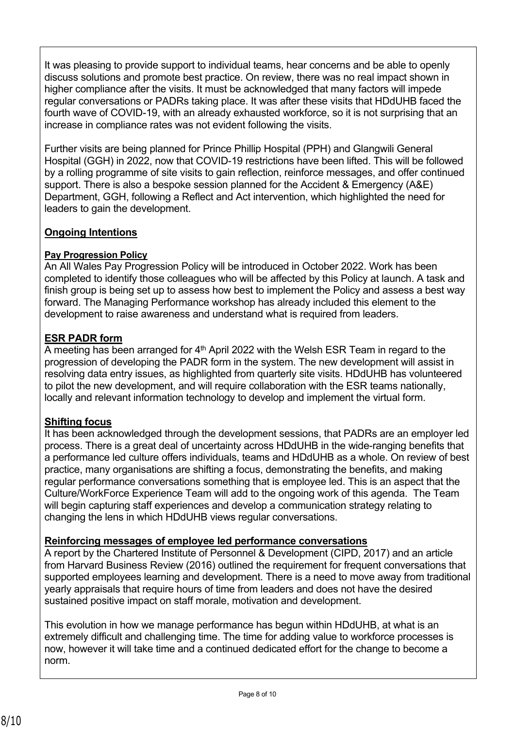It was pleasing to provide support to individual teams, hear concerns and be able to openly discuss solutions and promote best practice. On review, there was no real impact shown in higher compliance after the visits. It must be acknowledged that many factors will impede regular conversations or PADRs taking place. It was after these visits that HDdUHB faced the fourth wave of COVID-19, with an already exhausted workforce, so it is not surprising that an increase in compliance rates was not evident following the visits.

Further visits are being planned for Prince Phillip Hospital (PPH) and Glangwili General Hospital (GGH) in 2022, now that COVID-19 restrictions have been lifted. This will be followed by a rolling programme of site visits to gain reflection, reinforce messages, and offer continued support. There is also a bespoke session planned for the Accident & Emergency (A&E) Department, GGH, following a Reflect and Act intervention, which highlighted the need for leaders to gain the development.

**Ongoing Intentions**

**Pay Progression Policy**

An All Wales Pay Progression Policy will be introduced in October 2022. Work has been completed to identify those colleagues who will be affected by this Policy at launch. A task and finish group is being set up to assess how best to implement the Policy and assess a best way forward. The Managing Performance workshop has already included this element to the development to raise awareness and understand what is required from leaders.

**ESR PADR form**

A meeting has been arranged for 4th April 2022 with the Welsh ESR Team in regard to the progression of developing the PADR form in the system. The new development will assist in resolving data entry issues, as highlighted from quarterly site visits. HDdUHB has volunteered to pilot the new development, and will require collaboration with the ESR teams nationally, locally and relevant information technology to develop and implement the virtual form.

**Shifting focus**

It has been acknowledged through the development sessions, that PADRs are an employer led process. There is a great deal of uncertainty across HDdUHB in the wide-ranging benefits that a performance led culture offers individuals, teams and HDdUHB as a whole. On review of best practice, many organisations are shifting a focus, demonstrating the benefits, and making regular performance conversations something that is employee led. This is an aspect that the Culture/WorkForce Experience Team will add to the ongoing work of this agenda. The Team will begin capturing staff experiences and develop a communication strategy relating to changing the lens in which HDdUHB views regular conversations.

**Reinforcing messages of employee led performance conversations**

A report by the Chartered Institute of Personnel & Development (CIPD, 2017) and an article from Harvard Business Review (2016) outlined the requirement for frequent conversations that supported employees learning and development. There is a need to move away from traditional yearly appraisals that require hours of time from leaders and does not have the desired sustained positive impact on staff morale, motivation and development.

This evolution in how we manage performance has begun within HDdUHB, at what is an extremely difficult and challenging time. The time for adding value to workforce processes is now, however it will take time and a continued dedicated effort for the change to become a norm.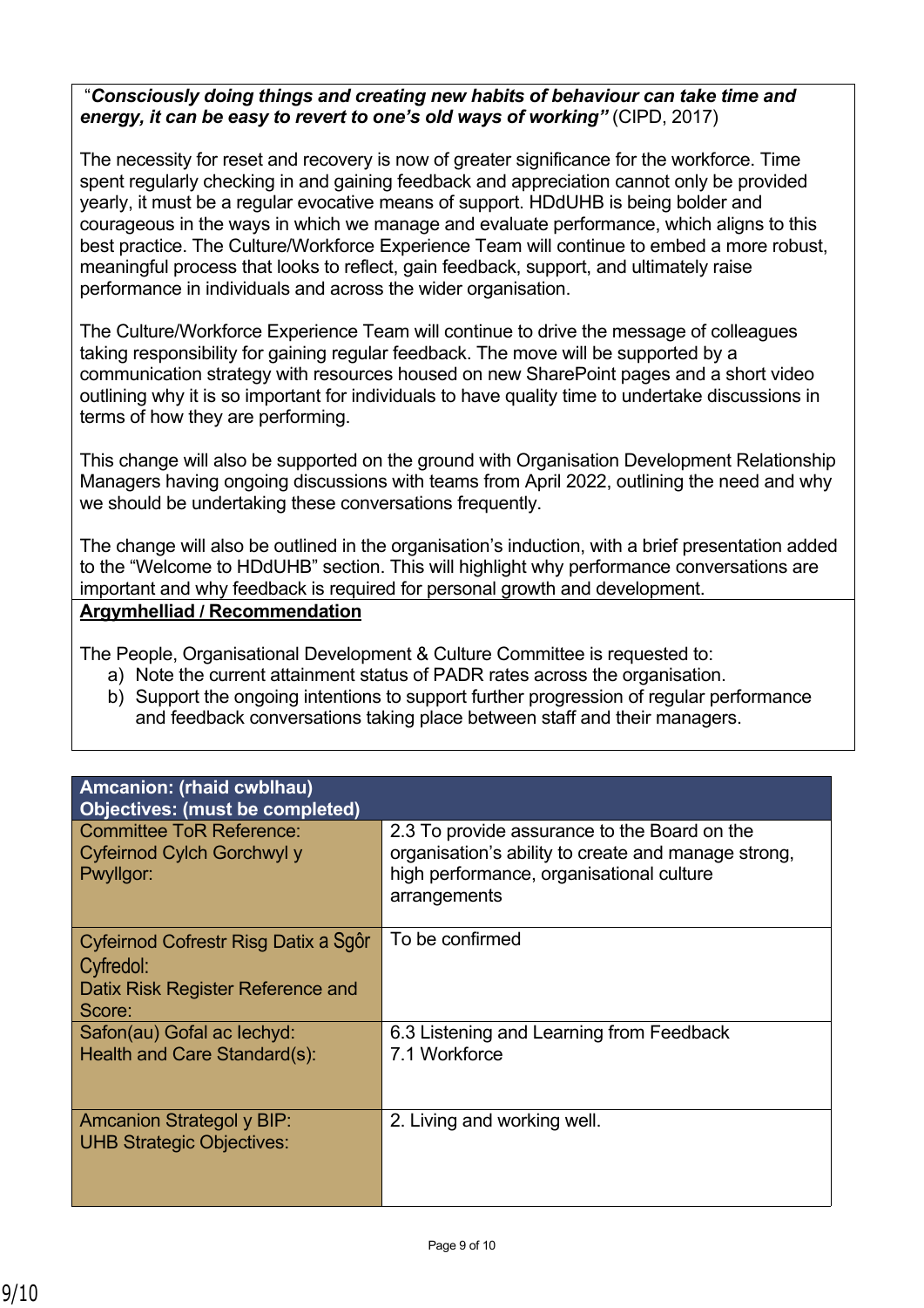"***Consciously doing things and creating new habits of behaviour can take time and energy, it can be easy to revert to one's old ways of working"*** (CIPD, 2017)

The necessity for reset and recovery is now of greater significance for the workforce. Time spent regularly checking in and gaining feedback and appreciation cannot only be provided yearly, it must be a regular evocative means of support. HDdUHB is being bolder and courageous in the ways in which we manage and evaluate performance, which aligns to this best practice. The Culture/Workforce Experience Team will continue to embed a more robust, meaningful process that looks to reflect, gain feedback, support, and ultimately raise performance in individuals and across the wider organisation.

The Culture/Workforce Experience Team will continue to drive the message of colleagues taking responsibility for gaining regular feedback. The move will be supported by a communication strategy with resources housed on new SharePoint pages and a short video outlining why it is so important for individuals to have quality time to undertake discussions in terms of how they are performing.

This change will also be supported on the ground with Organisation Development Relationship Managers having ongoing discussions with teams from April 2022, outlining the need and why we should be undertaking these conversations frequently.

The change will also be outlined in the organisation's induction, with a brief presentation added to the "Welcome to HDdUHB" section. This will highlight why performance conversations are important and why feedback is required for personal growth and development.

**<u>Argymhelliad / Recommendation</u>**

The People, Organisational Development & Culture Committee is requested to:

a) Note the current attainment status of PADR rates across the organisation.
b) Support the ongoing intentions to support further progression of regular performance and feedback conversations taking place between staff and their managers.

| **Amcanion: (rhaid cwblhau)<br>Objectives: (must be completed)** | |
|---|---|
| Committee ToR Reference:<br>Cyfeirnod Cylch Gorchwyl y Pwyllgor: | 2.3 To provide assurance to the Board on the organisation's ability to create and manage strong, high performance, organisational culture arrangements |
| Cyfeirnod Cofrestr Risg Datix a Sgôr Cyfredol:<br>Datix Risk Register Reference and Score: | To be confirmed |
| Safon(au) Gofal ac Iechyd:<br>Health and Care Standard(s): | 6.3 Listening and Learning from Feedback<br>7.1 Workforce |
| Amcanion Strategol y BIP:<br>UHB Strategic Objectives: | 2. Living and working well. |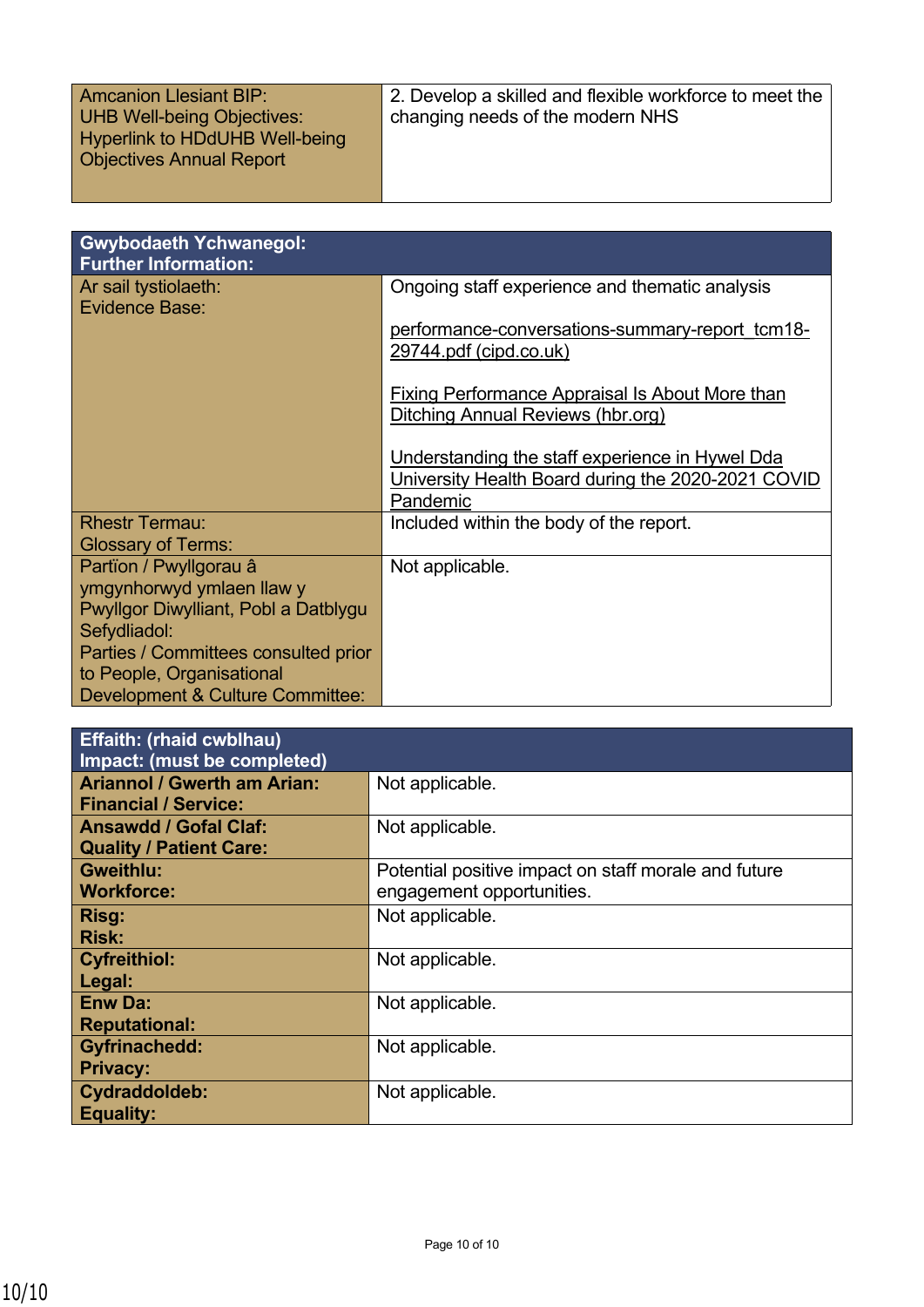| | |
|---|---|
| Amcanion Llesiant BIP:<br>UHB Well-being Objectives:<br>Hyperlink to HDdUHB Well-being Objectives Annual Report | 2. Develop a skilled and flexible workforce to meet the changing needs of the modern NHS |

| **Gwybodaeth Ychwanegol:<br>Further Information:** | |
|---|---|
| Ar sail tystiolaeth:<br>Evidence Base: | Ongoing staff experience and thematic analysis<br><br>performance-conversations-summary-report_tcm18-29744.pdf (cipd.co.uk)<br><br>Fixing Performance Appraisal Is About More than Ditching Annual Reviews (hbr.org)<br><br>Understanding the staff experience in Hywel Dda University Health Board during the 2020-2021 COVID Pandemic |
| Rhestr Termau:<br>Glossary of Terms: | Included within the body of the report. |
| Partïon / Pwyllgorau â ymgynhorwyd ymlaen llaw y Pwyllgor Diwylliant, Pobl a Datblygu Sefydliadol:<br>Parties / Committees consulted prior to People, Organisational Development & Culture Committee: | Not applicable. |

| **Effaith: (rhaid cwblhau)<br>Impact: (must be completed)** | |
|---|---|
| **Ariannol / Gwerth am Arian:<br>Financial / Service:** | Not applicable. |
| **Ansawdd / Gofal Claf:<br>Quality / Patient Care:** | Not applicable. |
| **Gweithlu:<br>Workforce:** | Potential positive impact on staff morale and future engagement opportunities. |
| **Risg:<br>Risk:** | Not applicable. |
| **Cyfreithiol:<br>Legal:** | Not applicable. |
| **Enw Da:<br>Reputational:** | Not applicable. |
| **Gyfrinachedd:<br>Privacy:** | Not applicable. |
| **Cydraddoldeb:<br>Equality:** | Not applicable. |